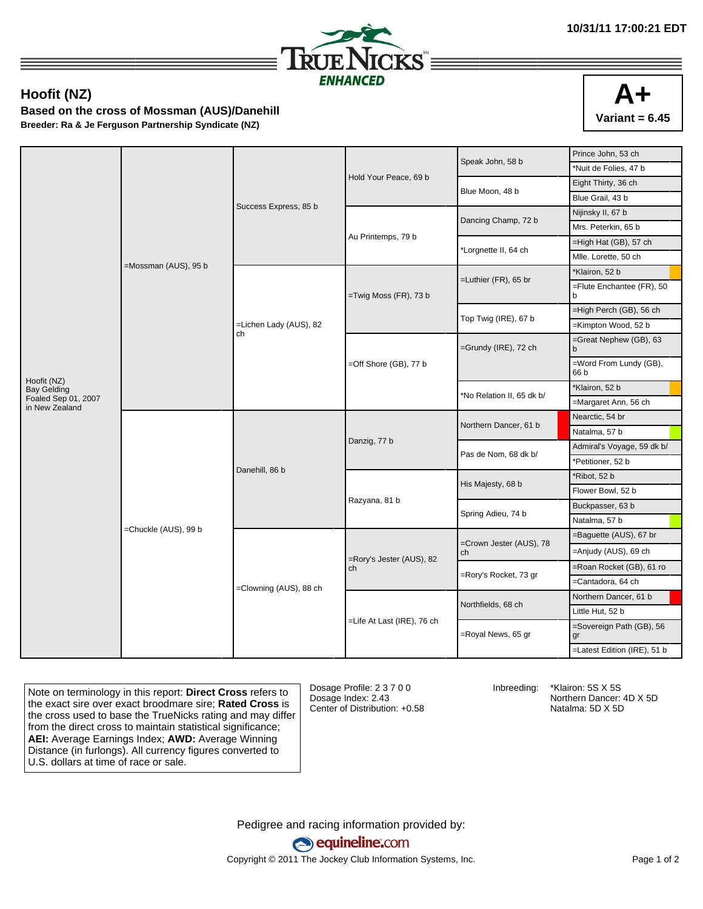10/31/11 17:00:21 EDT

TRUENICKS ENHANCED

# Hoofit (NZ)

**Based on the cross of Mossman (AUS)/Danehill**

**Breeder: Ra & Je Ferguson Partnership Syndicate (NZ)**

**A+**
**Variant = 6.45**

| | | | | | |
|---|---|---|---|---|---|
| Hoofit (NZ) Bay Gelding Foaled Sep 01, 2007 in New Zealand | =Mossman (AUS), 95 b | Success Express, 85 b | Hold Your Peace, 69 b | Speak John, 58 b | Prince John, 53 ch |
| | | | | | *Nuit de Folies, 47 b |
| | | | | Blue Moon, 48 b | Eight Thirty, 36 ch |
| | | | | | Blue Grail, 43 b |
| | | | Au Printemps, 79 b | Dancing Champ, 72 b | Nijinsky II, 67 b |
| | | | | | Mrs. Peterkin, 65 b |
| | | | | *Lorgnette II, 64 ch | =High Hat (GB), 57 ch |
| | | | | | Mlle. Lorette, 50 ch |
| | | =Lichen Lady (AUS), 82 ch | =Twig Moss (FR), 73 b | =Luthier (FR), 65 br | *Klairon, 52 b |
| | | | | | =Flute Enchantee (FR), 50 b |
| | | | | Top Twig (IRE), 67 b | =High Perch (GB), 56 ch |
| | | | | | =Kimpton Wood, 52 b |
| | | | =Off Shore (GB), 77 b | =Grundy (IRE), 72 ch | =Great Nephew (GB), 63 b |
| | | | | | =Word From Lundy (GB), 66 b |
| | | | | *No Relation II, 65 dk b/ | *Klairon, 52 b |
| | | | | | =Margaret Ann, 56 ch |
| | =Chuckle (AUS), 99 b | Danehill, 86 b | Danzig, 77 b | Northern Dancer, 61 b | Nearctic, 54 br |
| | | | | | Natalma, 57 b |
| | | | | Pas de Nom, 68 dk b/ | Admiral's Voyage, 59 dk b/ |
| | | | | | *Petitioner, 52 b |
| | | | Razyana, 81 b | His Majesty, 68 b | *Ribot, 52 b |
| | | | | | Flower Bowl, 52 b |
| | | | | Spring Adieu, 74 b | Buckpasser, 63 b |
| | | | | | Natalma, 57 b |
| | | =Clowning (AUS), 88 ch | =Rory's Jester (AUS), 82 ch | =Crown Jester (AUS), 78 ch | =Baguette (AUS), 67 br |
| | | | | | =Anjudy (AUS), 69 ch |
| | | | | =Rory's Rocket, 73 gr | =Roan Rocket (GB), 61 ro |
| | | | | | =Cantadora, 64 ch |
| | | | =Life At Last (IRE), 76 ch | Northfields, 68 ch | Northern Dancer, 61 b |
| | | | | | Little Hut, 52 b |
| | | | | =Royal News, 65 gr | =Sovereign Path (GB), 56 gr |
| | | | | | =Latest Edition (IRE), 51 b |

Note on terminology in this report: **Direct Cross** refers to the exact sire over exact broodmare sire; **Rated Cross** is the cross used to base the TrueNicks rating and may differ from the direct cross to maintain statistical significance; **AEI:** Average Earnings Index; **AWD:** Average Winning Distance (in furlongs). All currency figures converted to U.S. dollars at time of race or sale.

Dosage Profile: 2 3 7 0 0
Dosage Index: 2.43
Center of Distribution: +0.58

Inbreeding:
*Klairon: 5S X 5S
Northern Dancer: 4D X 5D
Natalma: 5D X 5D

Pedigree and racing information provided by:
equineline.com
Copyright © 2011 The Jockey Club Information Systems, Inc.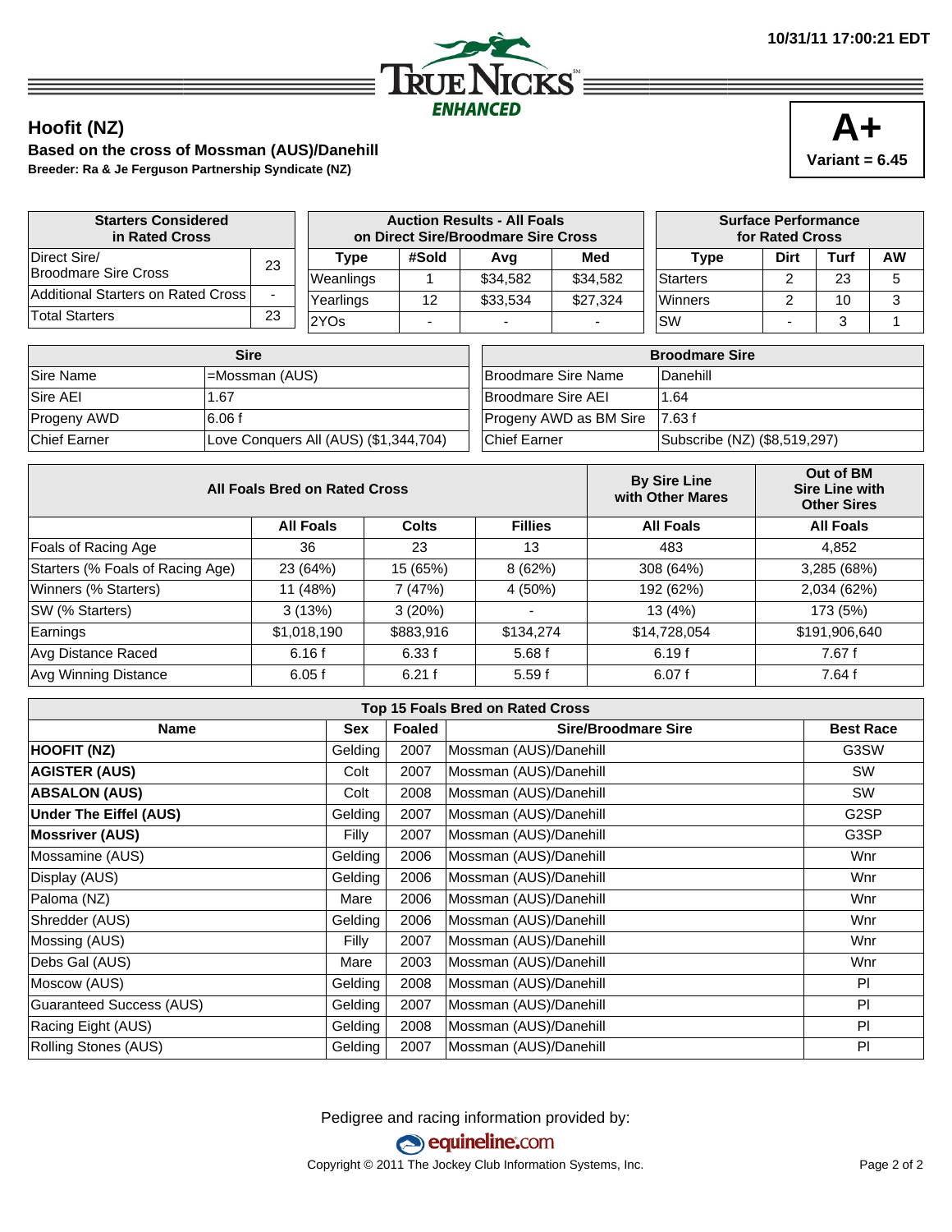10/31/11 17:00:21 EDT

TRUE NICKS ENHANCED

## Hoofit (NZ)

**Based on the cross of Mossman (AUS)/Danehill**

**Breeder: Ra & Je Ferguson Partnership Syndicate (NZ)**

**A+**
**Variant = 6.45**

| Starters Considered in Rated Cross | |
|---|---|
| Direct Sire/ Broodmare Sire Cross | 23 |
| Additional Starters on Rated Cross | - |
| Total Starters | 23 |

| Auction Results - All Foals on Direct Sire/Broodmare Sire Cross | | | |
|---|---|---|---|
| **Type** | **#Sold** | **Avg** | **Med** |
| Weanlings | 1 | $34,582 | $34,582 |
| Yearlings | 12 | $33,534 | $27,324 |
| 2YOs | - | - | - |

| Surface Performance for Rated Cross | | | |
|---|---|---|---|
| **Type** | **Dirt** | **Turf** | **AW** |
| Starters | 2 | 23 | 5 |
| Winners | 2 | 10 | 3 |
| SW | - | 3 | 1 |

| Sire | |
|---|---|
| Sire Name | =Mossman (AUS) |
| Sire AEI | 1.67 |
| Progeny AWD | 6.06 f |
| Chief Earner | Love Conquers All (AUS) ($1,344,704) |

| Broodmare Sire | |
|---|---|
| Broodmare Sire Name | Danehill |
| Broodmare Sire AEI | 1.64 |
| Progeny AWD as BM Sire | 7.63 f |
| Chief Earner | Subscribe (NZ) ($8,519,297) |

| All Foals Bred on Rated Cross | | | | By Sire Line with Other Mares | Out of BM Sire Line with Other Sires |
|---|---|---|---|---|---|
| | **All Foals** | **Colts** | **Fillies** | **All Foals** | **All Foals** |
| Foals of Racing Age | 36 | 23 | 13 | 483 | 4,852 |
| Starters (% Foals of Racing Age) | 23 (64%) | 15 (65%) | 8 (62%) | 308 (64%) | 3,285 (68%) |
| Winners (% Starters) | 11 (48%) | 7 (47%) | 4 (50%) | 192 (62%) | 2,034 (62%) |
| SW (% Starters) | 3 (13%) | 3 (20%) | - | 13 (4%) | 173 (5%) |
| Earnings | $1,018,190 | $883,916 | $134,274 | $14,728,054 | $191,906,640 |
| Avg Distance Raced | 6.16 f | 6.33 f | 5.68 f | 6.19 f | 7.67 f |
| Avg Winning Distance | 6.05 f | 6.21 f | 5.59 f | 6.07 f | 7.64 f |

| Top 15 Foals Bred on Rated Cross | | | | |
|---|---|---|---|---|
| **Name** | **Sex** | **Foaled** | **Sire/Broodmare Sire** | **Best Race** |
| **HOOFIT (NZ)** | Gelding | 2007 | Mossman (AUS)/Danehill | G3SW |
| **AGISTER (AUS)** | Colt | 2007 | Mossman (AUS)/Danehill | SW |
| **ABSALON (AUS)** | Colt | 2008 | Mossman (AUS)/Danehill | SW |
| **Under The Eiffel (AUS)** | Gelding | 2007 | Mossman (AUS)/Danehill | G2SP |
| **Mossriver (AUS)** | Filly | 2007 | Mossman (AUS)/Danehill | G3SP |
| Mossamine (AUS) | Gelding | 2006 | Mossman (AUS)/Danehill | Wnr |
| Display (AUS) | Gelding | 2006 | Mossman (AUS)/Danehill | Wnr |
| Paloma (NZ) | Mare | 2006 | Mossman (AUS)/Danehill | Wnr |
| Shredder (AUS) | Gelding | 2006 | Mossman (AUS)/Danehill | Wnr |
| Mossing (AUS) | Filly | 2007 | Mossman (AUS)/Danehill | Wnr |
| Debs Gal (AUS) | Mare | 2003 | Mossman (AUS)/Danehill | Wnr |
| Moscow (AUS) | Gelding | 2008 | Mossman (AUS)/Danehill | Pl |
| Guaranteed Success (AUS) | Gelding | 2007 | Mossman (AUS)/Danehill | Pl |
| Racing Eight (AUS) | Gelding | 2008 | Mossman (AUS)/Danehill | Pl |
| Rolling Stones (AUS) | Gelding | 2007 | Mossman (AUS)/Danehill | Pl |

Pedigree and racing information provided by:

equineline.com

Copyright © 2011 The Jockey Club Information Systems, Inc.